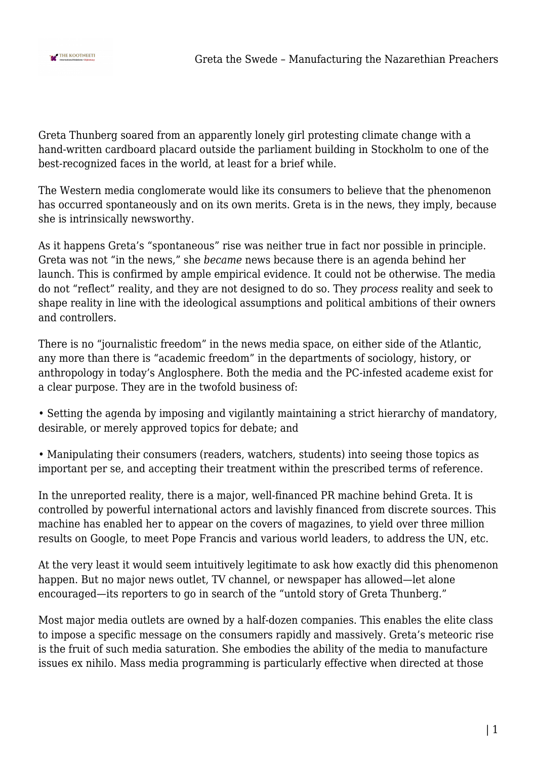Greta Thunberg soared from an apparently lonely girl protesting climate change with a hand-written cardboard placard outside the parliament building in Stockholm to one of the best-recognized faces in the world, at least for a brief while.

The Western media conglomerate would like its consumers to believe that the phenomenon has occurred spontaneously and on its own merits. Greta is in the news, they imply, because she is intrinsically newsworthy.

As it happens Greta's "spontaneous" rise was neither true in fact nor possible in principle. Greta was not "in the news," she *became* news because there is an agenda behind her launch. This is confirmed by ample empirical evidence. It could not be otherwise. The media do not "reflect" reality, and they are not designed to do so. They *process* reality and seek to shape reality in line with the ideological assumptions and political ambitions of their owners and controllers.

There is no "journalistic freedom" in the news media space, on either side of the Atlantic, any more than there is "academic freedom" in the departments of sociology, history, or anthropology in today's Anglosphere. Both the media and the PC-infested academe exist for a clear purpose. They are in the twofold business of:

- Setting the agenda by imposing and vigilantly maintaining a strict hierarchy of mandatory, desirable, or merely approved topics for debate; and
- Manipulating their consumers (readers, watchers, students) into seeing those topics as important per se, and accepting their treatment within the prescribed terms of reference.

In the unreported reality, there is a major, well-financed PR machine behind Greta. It is controlled by powerful international actors and lavishly financed from discrete sources. This machine has enabled her to appear on the covers of magazines, to yield over three million results on Google, to meet Pope Francis and various world leaders, to address the UN, etc.

At the very least it would seem intuitively legitimate to ask how exactly did this phenomenon happen. But no major news outlet, TV channel, or newspaper has allowed—let alone encouraged—its reporters to go in search of the "untold story of Greta Thunberg."

Most major media outlets are owned by a half-dozen companies. This enables the elite class to impose a specific message on the consumers rapidly and massively. Greta's meteoric rise is the fruit of such media saturation. She embodies the ability of the media to manufacture issues ex nihilo. Mass media programming is particularly effective when directed at those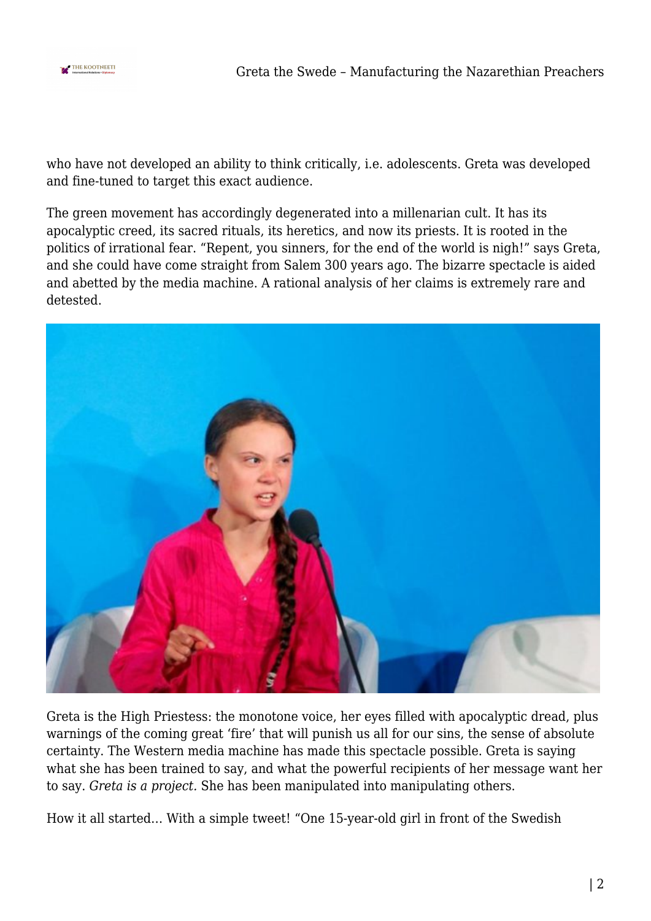who have not developed an ability to think critically, i.e. adolescents. Greta was developed and fine-tuned to target this exact audience.

The green movement has accordingly degenerated into a millenarian cult. It has its apocalyptic creed, its sacred rituals, its heretics, and now its priests. It is rooted in the politics of irrational fear. "Repent, you sinners, for the end of the world is nigh!" says Greta, and she could have come straight from Salem 300 years ago. The bizarre spectacle is aided and abetted by the media machine. A rational analysis of her claims is extremely rare and detested.

Greta is the High Priestess: the monotone voice, her eyes filled with apocalyptic dread, plus warnings of the coming great 'fire' that will punish us all for our sins, the sense of absolute certainty. The Western media machine has made this spectacle possible. Greta is saying what she has been trained to say, and what the powerful recipients of her message want her to say. *Greta is a project.* She has been manipulated into manipulating others.

How it all started… With a simple tweet! "One 15-year-old girl in front of the Swedish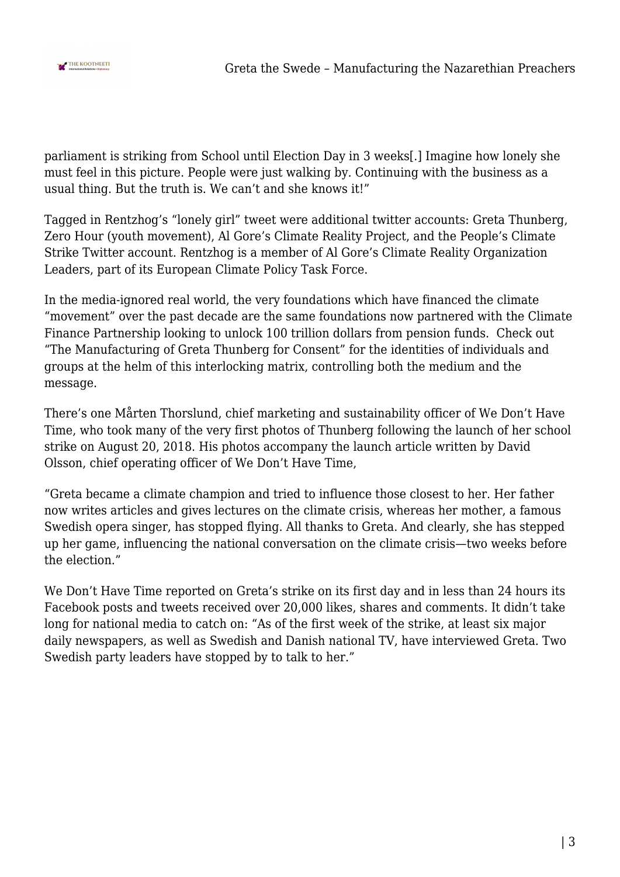parliament is striking from School until Election Day in 3 weeks[.] Imagine how lonely she must feel in this picture. People were just walking by. Continuing with the business as a usual thing. But the truth is. We can't and she knows it!"

Tagged in Rentzhog's "lonely girl" tweet were additional twitter accounts: Greta Thunberg, Zero Hour (youth movement), Al Gore's Climate Reality Project, and the People's Climate Strike Twitter account. Rentzhog is a member of Al Gore's Climate Reality Organization Leaders, part of its European Climate Policy Task Force.

In the media-ignored real world, the very foundations which have financed the climate "movement" over the past decade are the same foundations now partnered with the Climate Finance Partnership looking to unlock 100 trillion dollars from pension funds. Check out "The Manufacturing of Greta Thunberg for Consent" for the identities of individuals and groups at the helm of this interlocking matrix, controlling both the medium and the message.

There's one Mårten Thorslund, chief marketing and sustainability officer of We Don't Have Time, who took many of the very first photos of Thunberg following the launch of her school strike on August 20, 2018. His photos accompany the launch article written by David Olsson, chief operating officer of We Don't Have Time,

"Greta became a climate champion and tried to influence those closest to her. Her father now writes articles and gives lectures on the climate crisis, whereas her mother, a famous Swedish opera singer, has stopped flying. All thanks to Greta. And clearly, she has stepped up her game, influencing the national conversation on the climate crisis—two weeks before the election."

We Don't Have Time reported on Greta's strike on its first day and in less than 24 hours its Facebook posts and tweets received over 20,000 likes, shares and comments. It didn't take long for national media to catch on: "As of the first week of the strike, at least six major daily newspapers, as well as Swedish and Danish national TV, have interviewed Greta. Two Swedish party leaders have stopped by to talk to her."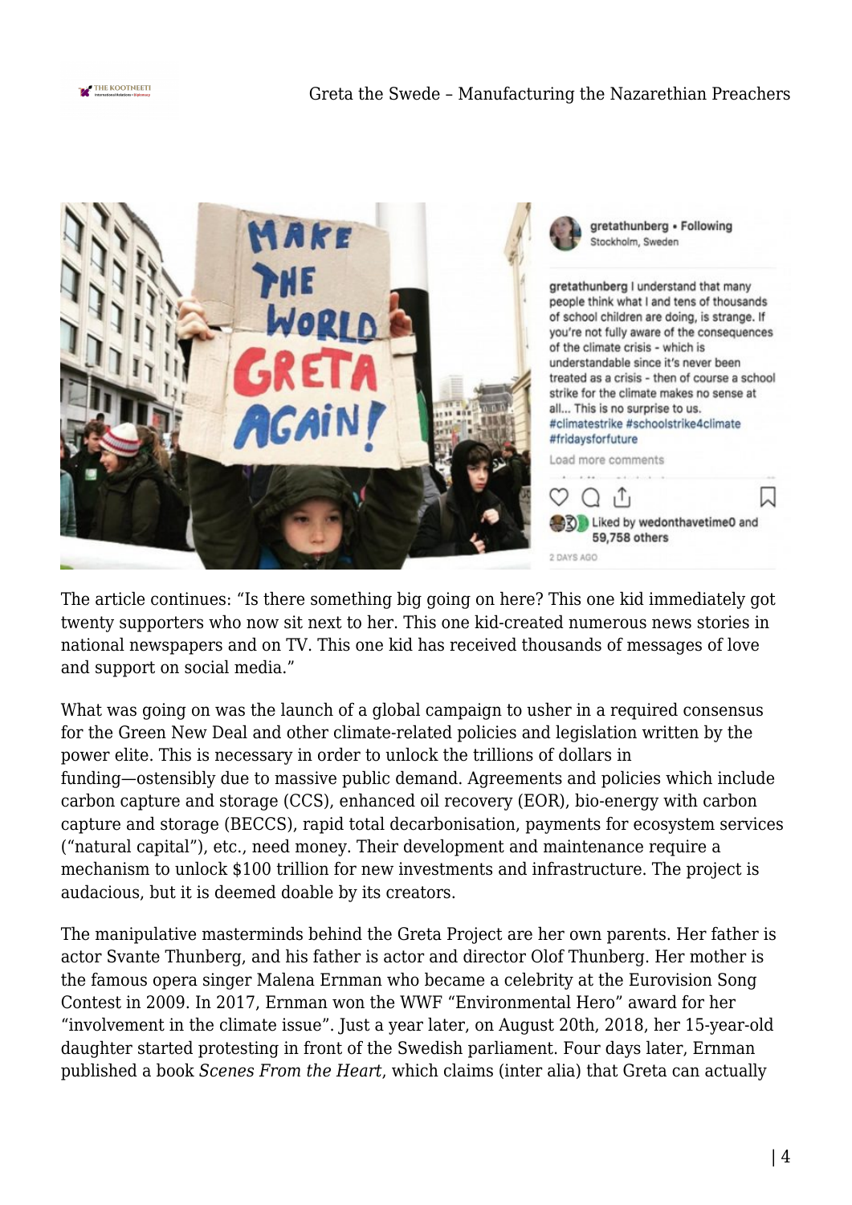The article continues: "Is there something big going on here? This one kid immediately got twenty supporters who now sit next to her. This one kid-created numerous news stories in national newspapers and on TV. This one kid has received thousands of messages of love and support on social media."

What was going on was the launch of a global campaign to usher in a required consensus for the Green New Deal and other climate-related policies and legislation written by the power elite. This is necessary in order to unlock the trillions of dollars in funding—ostensibly due to massive public demand. Agreements and policies which include carbon capture and storage (CCS), enhanced oil recovery (EOR), bio-energy with carbon capture and storage (BECCS), rapid total decarbonisation, payments for ecosystem services ("natural capital"), etc., need money. Their development and maintenance require a mechanism to unlock $100 trillion for new investments and infrastructure. The project is audacious, but it is deemed doable by its creators.

The manipulative masterminds behind the Greta Project are her own parents. Her father is actor Svante Thunberg, and his father is actor and director Olof Thunberg. Her mother is the famous opera singer Malena Ernman who became a celebrity at the Eurovision Song Contest in 2009. In 2017, Ernman won the WWF "Environmental Hero" award for her "involvement in the climate issue". Just a year later, on August 20th, 2018, her 15-year-old daughter started protesting in front of the Swedish parliament. Four days later, Ernman published a book *Scenes From the Heart*, which claims (inter alia) that Greta can actually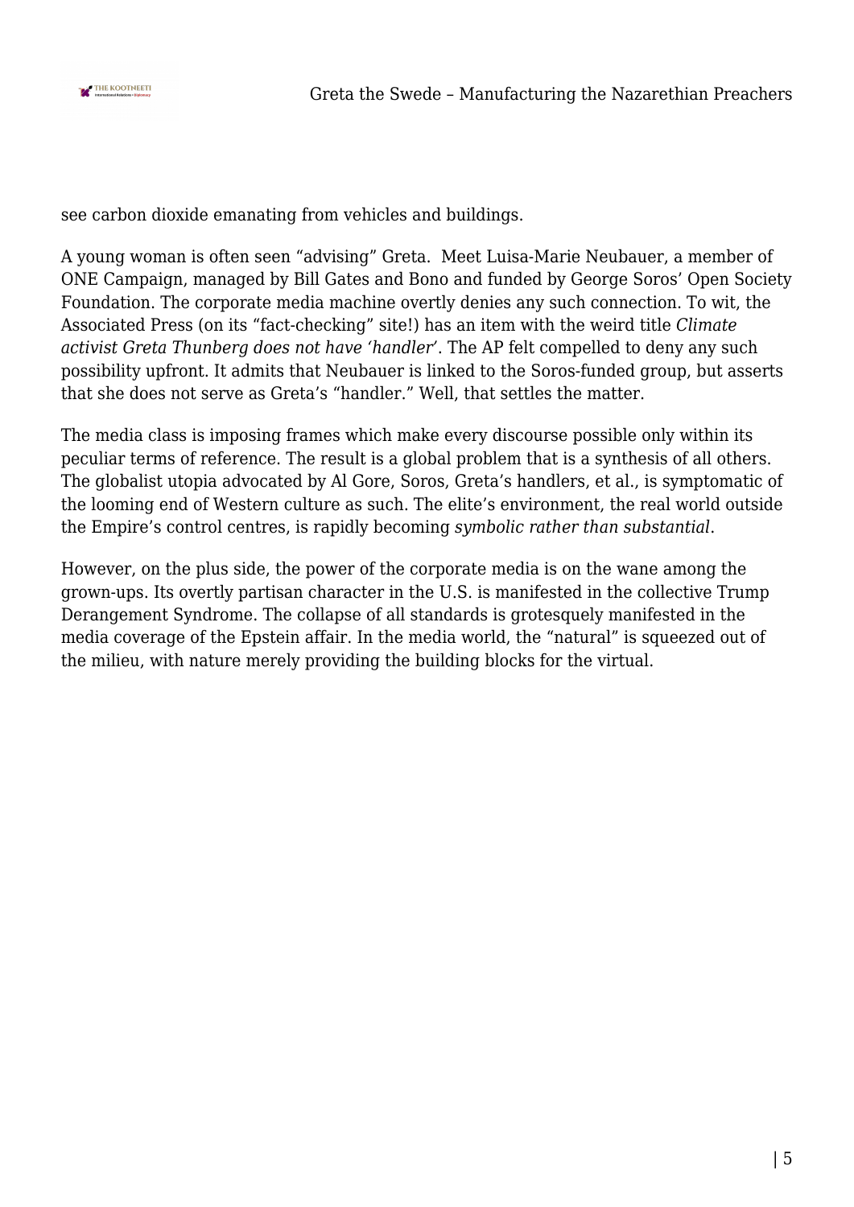see carbon dioxide emanating from vehicles and buildings.

A young woman is often seen "advising" Greta. Meet Luisa-Marie Neubauer, a member of ONE Campaign, managed by Bill Gates and Bono and funded by George Soros' Open Society Foundation. The corporate media machine overtly denies any such connection. To wit, the Associated Press (on its "fact-checking" site!) has an item with the weird title *Climate activist Greta Thunberg does not have 'handler'*. The AP felt compelled to deny any such possibility upfront. It admits that Neubauer is linked to the Soros-funded group, but asserts that she does not serve as Greta's "handler." Well, that settles the matter.

The media class is imposing frames which make every discourse possible only within its peculiar terms of reference. The result is a global problem that is a synthesis of all others. The globalist utopia advocated by Al Gore, Soros, Greta's handlers, et al., is symptomatic of the looming end of Western culture as such. The elite's environment, the real world outside the Empire's control centres, is rapidly becoming *symbolic rather than substantial*.

However, on the plus side, the power of the corporate media is on the wane among the grown-ups. Its overtly partisan character in the U.S. is manifested in the collective Trump Derangement Syndrome. The collapse of all standards is grotesquely manifested in the media coverage of the Epstein affair. In the media world, the "natural" is squeezed out of the milieu, with nature merely providing the building blocks for the virtual.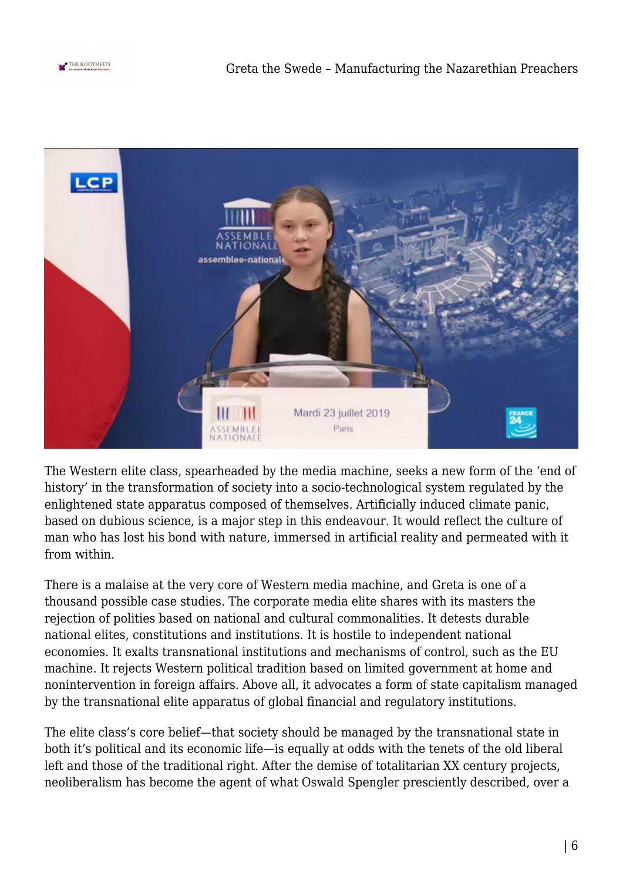The Western elite class, spearheaded by the media machine, seeks a new form of the 'end of history' in the transformation of society into a socio-technological system regulated by the enlightened state apparatus composed of themselves. Artificially induced climate panic, based on dubious science, is a major step in this endeavour. It would reflect the culture of man who has lost his bond with nature, immersed in artificial reality and permeated with it from within.

There is a malaise at the very core of Western media machine, and Greta is one of a thousand possible case studies. The corporate media elite shares with its masters the rejection of polities based on national and cultural commonalities. It detests durable national elites, constitutions and institutions. It is hostile to independent national economies. It exalts transnational institutions and mechanisms of control, such as the EU machine. It rejects Western political tradition based on limited government at home and nonintervention in foreign affairs. Above all, it advocates a form of state capitalism managed by the transnational elite apparatus of global financial and regulatory institutions.

The elite class's core belief—that society should be managed by the transnational state in both it's political and its economic life—is equally at odds with the tenets of the old liberal left and those of the traditional right. After the demise of totalitarian XX century projects, neoliberalism has become the agent of what Oswald Spengler presciently described, over a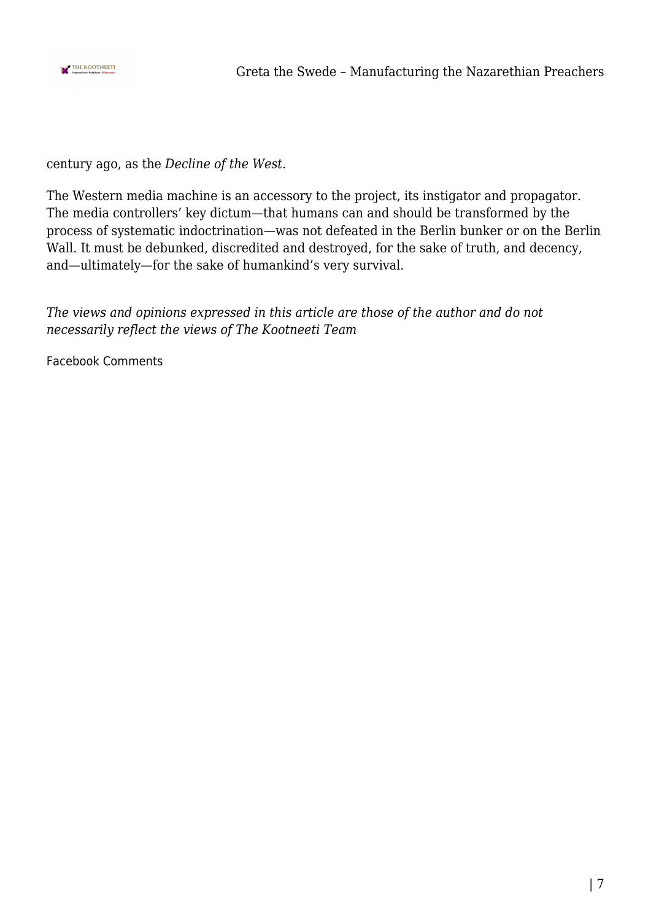century ago, as the *Decline of the West*.

The Western media machine is an accessory to the project, its instigator and propagator. The media controllers' key dictum—that humans can and should be transformed by the process of systematic indoctrination—was not defeated in the Berlin bunker or on the Berlin Wall. It must be debunked, discredited and destroyed, for the sake of truth, and decency, and—ultimately—for the sake of humankind's very survival.

*The views and opinions expressed in this article are those of the author and do not necessarily reflect the views of The Kootneeti Team*

Facebook Comments